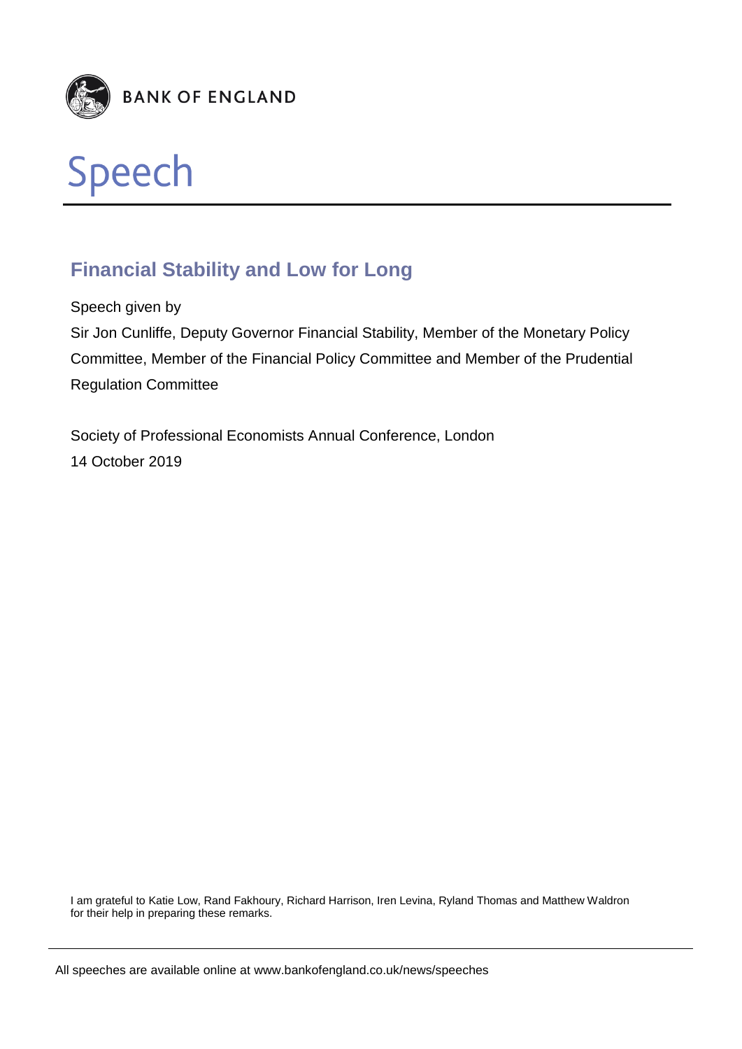BANK OF ENGLAND

# Speech

## Financial Stability and Low for Long

Speech given by

Sir Jon Cunliffe, Deputy Governor Financial Stability, Member of the Monetary Policy Committee, Member of the Financial Policy Committee and Member of the Prudential Regulation Committee

Society of Professional Economists Annual Conference, London

14 October 2019

I am grateful to Katie Low, Rand Fakhoury, Richard Harrison, Iren Levina, Ryland Thomas and Matthew Waldron for their help in preparing these remarks.

All speeches are available online at www.bankofengland.co.uk/news/speeches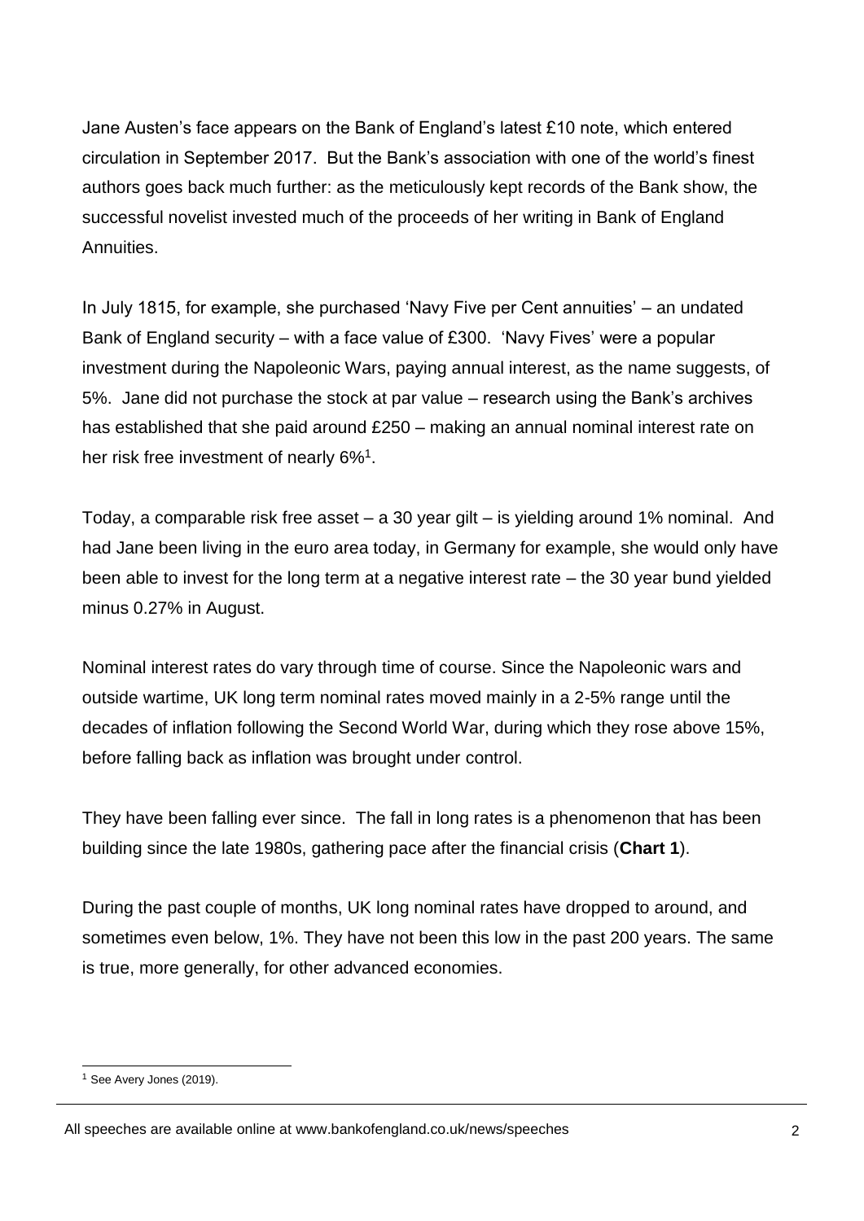Jane Austen's face appears on the Bank of England's latest £10 note, which entered circulation in September 2017. But the Bank's association with one of the world's finest authors goes back much further: as the meticulously kept records of the Bank show, the successful novelist invested much of the proceeds of her writing in Bank of England Annuities.

In July 1815, for example, she purchased 'Navy Five per Cent annuities' – an undated Bank of England security – with a face value of £300. 'Navy Fives' were a popular investment during the Napoleonic Wars, paying annual interest, as the name suggests, of 5%. Jane did not purchase the stock at par value – research using the Bank's archives has established that she paid around £250 – making an annual nominal interest rate on her risk free investment of nearly 6%[1].

Today, a comparable risk free asset – a 30 year gilt – is yielding around 1% nominal. And had Jane been living in the euro area today, in Germany for example, she would only have been able to invest for the long term at a negative interest rate – the 30 year bund yielded minus 0.27% in August.

Nominal interest rates do vary through time of course. Since the Napoleonic wars and outside wartime, UK long term nominal rates moved mainly in a 2-5% range until the decades of inflation following the Second World War, during which they rose above 15%, before falling back as inflation was brought under control.

They have been falling ever since. The fall in long rates is a phenomenon that has been building since the late 1980s, gathering pace after the financial crisis (**Chart 1**).

During the past couple of months, UK long nominal rates have dropped to around, and sometimes even below, 1%. They have not been this low in the past 200 years. The same is true, more generally, for other advanced economies.

[1] See Avery Jones (2019).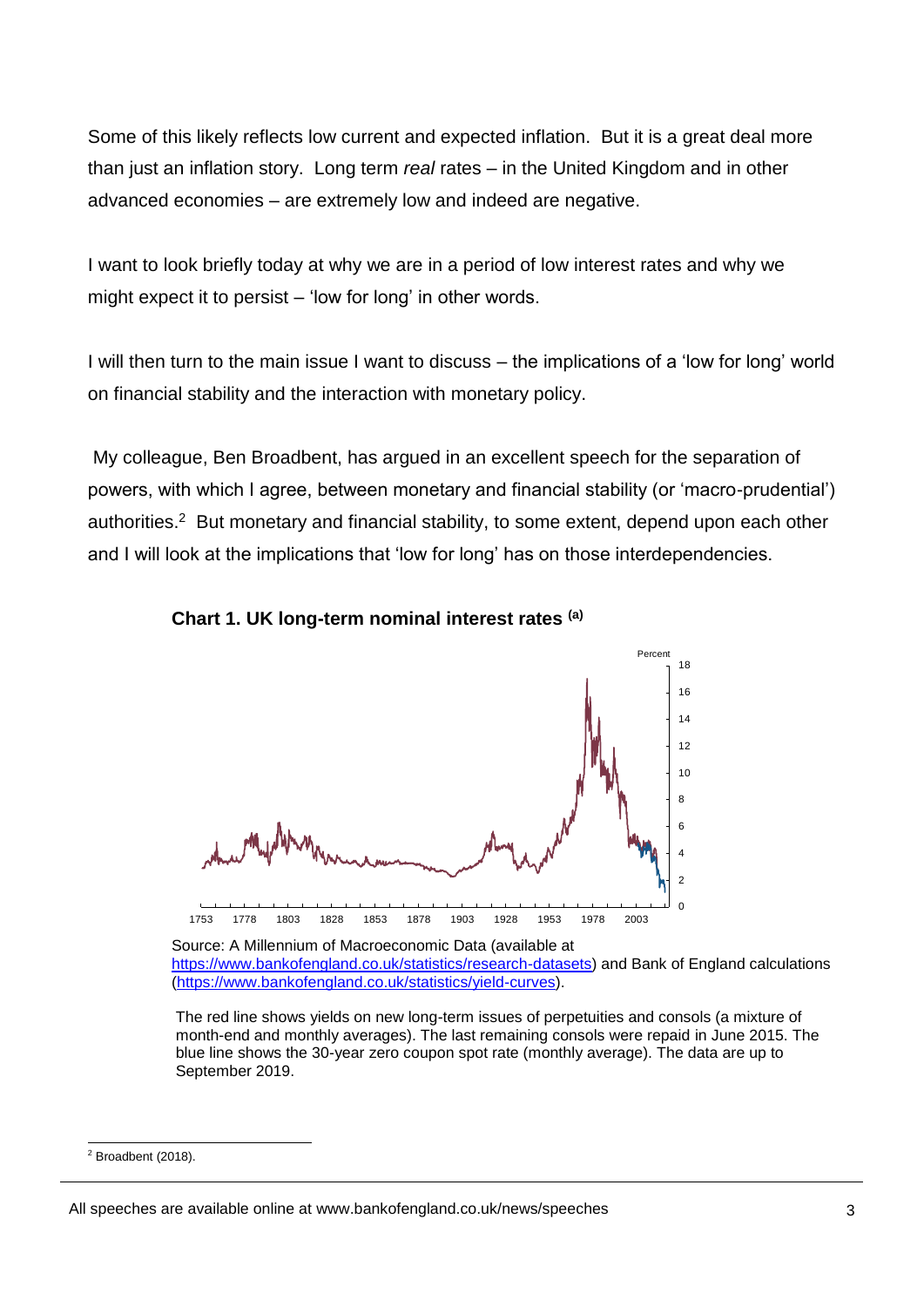Some of this likely reflects low current and expected inflation. But it is a great deal more than just an inflation story. Long term *real* rates – in the United Kingdom and in other advanced economies – are extremely low and indeed are negative.

I want to look briefly today at why we are in a period of low interest rates and why we might expect it to persist – 'low for long' in other words.

I will then turn to the main issue I want to discuss – the implications of a 'low for long' world on financial stability and the interaction with monetary policy.

My colleague, Ben Broadbent, has argued in an excellent speech for the separation of powers, with which I agree, between monetary and financial stability (or 'macro-prudential') authorities.[2] But monetary and financial stability, to some extent, depend upon each other and I will look at the implications that 'low for long' has on those interdependencies.

**Chart 1. UK long-term nominal interest rates [(a)]**

Source: A Millennium of Macroeconomic Data (available at https://www.bankofengland.co.uk/statistics/research-datasets) and Bank of England calculations (https://www.bankofengland.co.uk/statistics/yield-curves).

The red line shows yields on new long-term issues of perpetuities and consols (a mixture of month-end and monthly averages). The last remaining consols were repaid in June 2015. The blue line shows the 30-year zero coupon spot rate (monthly average). The data are up to September 2019.

---

[2] Broadbent (2018).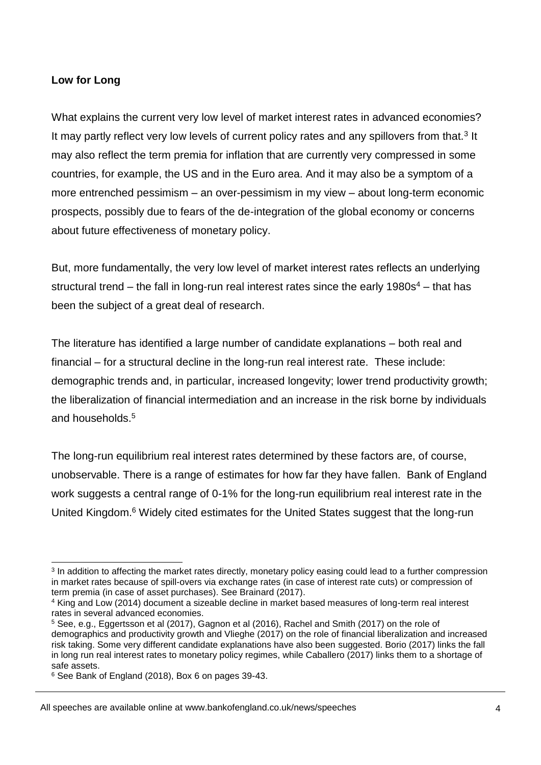**Low for Long**

What explains the current very low level of market interest rates in advanced economies? It may partly reflect very low levels of current policy rates and any spillovers from that.[3] It may also reflect the term premia for inflation that are currently very compressed in some countries, for example, the US and in the Euro area. And it may also be a symptom of a more entrenched pessimism – an over-pessimism in my view – about long-term economic prospects, possibly due to fears of the de-integration of the global economy or concerns about future effectiveness of monetary policy.

But, more fundamentally, the very low level of market interest rates reflects an underlying structural trend – the fall in long-run real interest rates since the early 1980s[4] – that has been the subject of a great deal of research.

The literature has identified a large number of candidate explanations – both real and financial – for a structural decline in the long-run real interest rate. These include: demographic trends and, in particular, increased longevity; lower trend productivity growth; the liberalization of financial intermediation and an increase in the risk borne by individuals and households.[5]

The long-run equilibrium real interest rates determined by these factors are, of course, unobservable. There is a range of estimates for how far they have fallen. Bank of England work suggests a central range of 0-1% for the long-run equilibrium real interest rate in the United Kingdom.[6] Widely cited estimates for the United States suggest that the long-run

---

[3] In addition to affecting the market rates directly, monetary policy easing could lead to a further compression in market rates because of spill-overs via exchange rates (in case of interest rate cuts) or compression of term premia (in case of asset purchases). See Brainard (2017).

[4] King and Low (2014) document a sizeable decline in market based measures of long-term real interest rates in several advanced economies.

[5] See, e.g., Eggertsson et al (2017), Gagnon et al (2016), Rachel and Smith (2017) on the role of demographics and productivity growth and Vlieghe (2017) on the role of financial liberalization and increased risk taking. Some very different candidate explanations have also been suggested. Borio (2017) links the fall in long run real interest rates to monetary policy regimes, while Caballero (2017) links them to a shortage of safe assets.

[6] See Bank of England (2018), Box 6 on pages 39-43.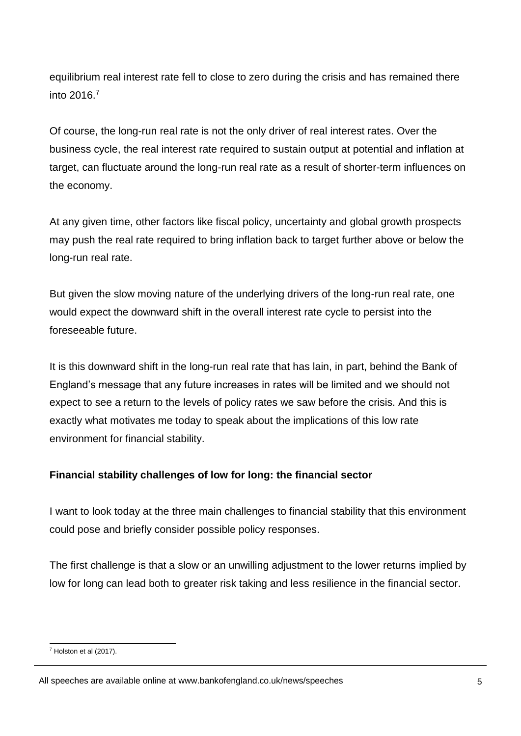equilibrium real interest rate fell to close to zero during the crisis and has remained there into 2016.[7]

Of course, the long-run real rate is not the only driver of real interest rates. Over the business cycle, the real interest rate required to sustain output at potential and inflation at target, can fluctuate around the long-run real rate as a result of shorter-term influences on the economy.

At any given time, other factors like fiscal policy, uncertainty and global growth prospects may push the real rate required to bring inflation back to target further above or below the long-run real rate.

But given the slow moving nature of the underlying drivers of the long-run real rate, one would expect the downward shift in the overall interest rate cycle to persist into the foreseeable future.

It is this downward shift in the long-run real rate that has lain, in part, behind the Bank of England's message that any future increases in rates will be limited and we should not expect to see a return to the levels of policy rates we saw before the crisis. And this is exactly what motivates me today to speak about the implications of this low rate environment for financial stability.

**Financial stability challenges of low for long: the financial sector**

I want to look today at the three main challenges to financial stability that this environment could pose and briefly consider possible policy responses.

The first challenge is that a slow or an unwilling adjustment to the lower returns implied by low for long can lead both to greater risk taking and less resilience in the financial sector.

[7] Holston et al (2017).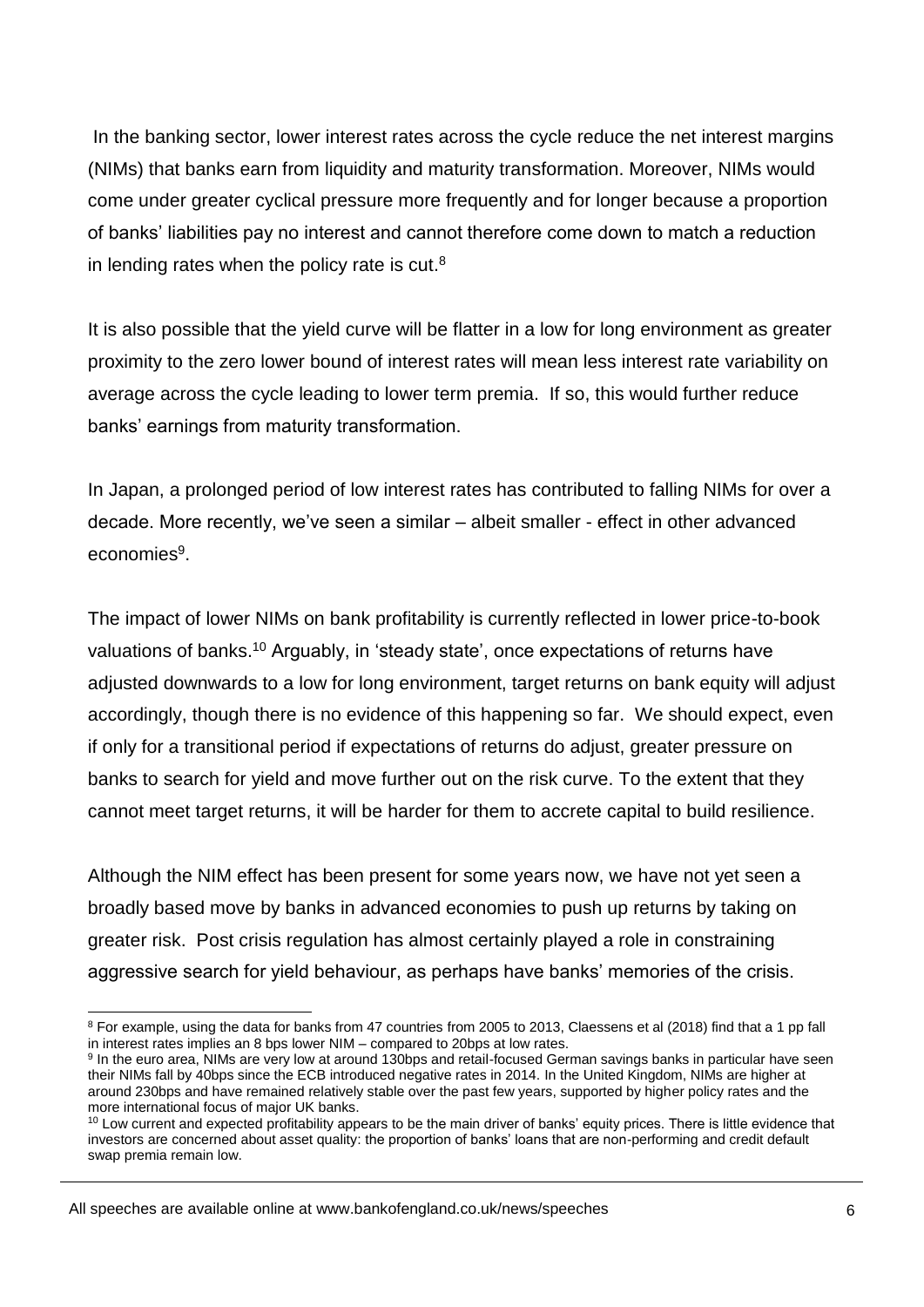In the banking sector, lower interest rates across the cycle reduce the net interest margins (NIMs) that banks earn from liquidity and maturity transformation. Moreover, NIMs would come under greater cyclical pressure more frequently and for longer because a proportion of banks' liabilities pay no interest and cannot therefore come down to match a reduction in lending rates when the policy rate is cut.[8]

It is also possible that the yield curve will be flatter in a low for long environment as greater proximity to the zero lower bound of interest rates will mean less interest rate variability on average across the cycle leading to lower term premia. If so, this would further reduce banks' earnings from maturity transformation.

In Japan, a prolonged period of low interest rates has contributed to falling NIMs for over a decade. More recently, we've seen a similar – albeit smaller - effect in other advanced economies[9].

The impact of lower NIMs on bank profitability is currently reflected in lower price-to-book valuations of banks.[10] Arguably, in 'steady state', once expectations of returns have adjusted downwards to a low for long environment, target returns on bank equity will adjust accordingly, though there is no evidence of this happening so far. We should expect, even if only for a transitional period if expectations of returns do adjust, greater pressure on banks to search for yield and move further out on the risk curve. To the extent that they cannot meet target returns, it will be harder for them to accrete capital to build resilience.

Although the NIM effect has been present for some years now, we have not yet seen a broadly based move by banks in advanced economies to push up returns by taking on greater risk. Post crisis regulation has almost certainly played a role in constraining aggressive search for yield behaviour, as perhaps have banks' memories of the crisis.

---

[8] For example, using the data for banks from 47 countries from 2005 to 2013, Claessens et al (2018) find that a 1 pp fall in interest rates implies an 8 bps lower NIM – compared to 20bps at low rates.

[9] In the euro area, NIMs are very low at around 130bps and retail-focused German savings banks in particular have seen their NIMs fall by 40bps since the ECB introduced negative rates in 2014. In the United Kingdom, NIMs are higher at around 230bps and have remained relatively stable over the past few years, supported by higher policy rates and the more international focus of major UK banks.

[10] Low current and expected profitability appears to be the main driver of banks' equity prices. There is little evidence that investors are concerned about asset quality: the proportion of banks' loans that are non-performing and credit default swap premia remain low.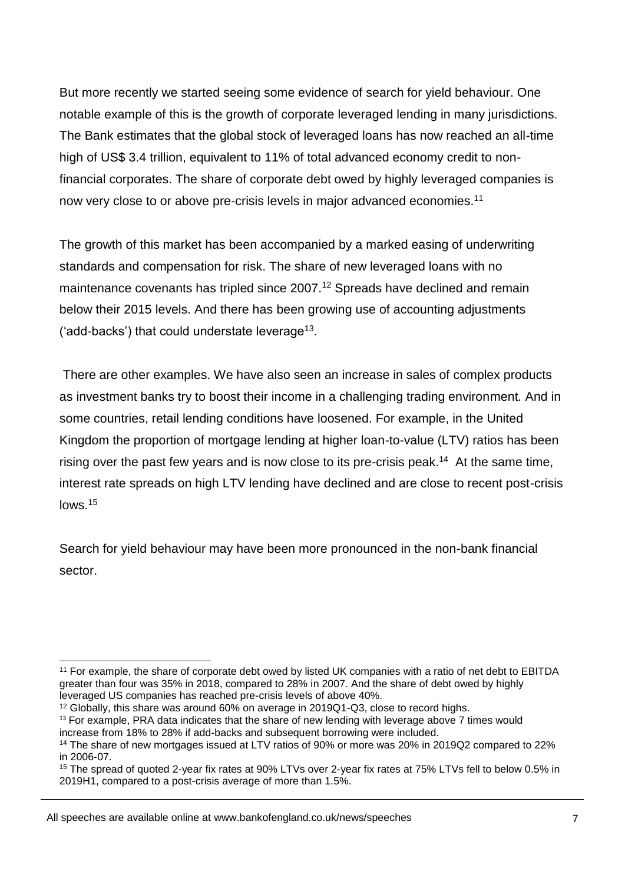But more recently we started seeing some evidence of search for yield behaviour. One notable example of this is the growth of corporate leveraged lending in many jurisdictions. The Bank estimates that the global stock of leveraged loans has now reached an all-time high of US$ 3.4 trillion, equivalent to 11% of total advanced economy credit to non-financial corporates. The share of corporate debt owed by highly leveraged companies is now very close to or above pre-crisis levels in major advanced economies.[11]

The growth of this market has been accompanied by a marked easing of underwriting standards and compensation for risk. The share of new leveraged loans with no maintenance covenants has tripled since 2007.[12] Spreads have declined and remain below their 2015 levels. And there has been growing use of accounting adjustments ('add-backs') that could understate leverage[13].

There are other examples. We have also seen an increase in sales of complex products as investment banks try to boost their income in a challenging trading environment. And in some countries, retail lending conditions have loosened. For example, in the United Kingdom the proportion of mortgage lending at higher loan-to-value (LTV) ratios has been rising over the past few years and is now close to its pre-crisis peak.[14] At the same time, interest rate spreads on high LTV lending have declined and are close to recent post-crisis lows.[15]

Search for yield behaviour may have been more pronounced in the non-bank financial sector.

---

[11] For example, the share of corporate debt owed by listed UK companies with a ratio of net debt to EBITDA greater than four was 35% in 2018, compared to 28% in 2007. And the share of debt owed by highly leveraged US companies has reached pre-crisis levels of above 40%.

[12] Globally, this share was around 60% on average in 2019Q1-Q3, close to record highs.

[13] For example, PRA data indicates that the share of new lending with leverage above 7 times would increase from 18% to 28% if add-backs and subsequent borrowing were included.

[14] The share of new mortgages issued at LTV ratios of 90% or more was 20% in 2019Q2 compared to 22% in 2006-07.

[15] The spread of quoted 2-year fix rates at 90% LTVs over 2-year fix rates at 75% LTVs fell to below 0.5% in 2019H1, compared to a post-crisis average of more than 1.5%.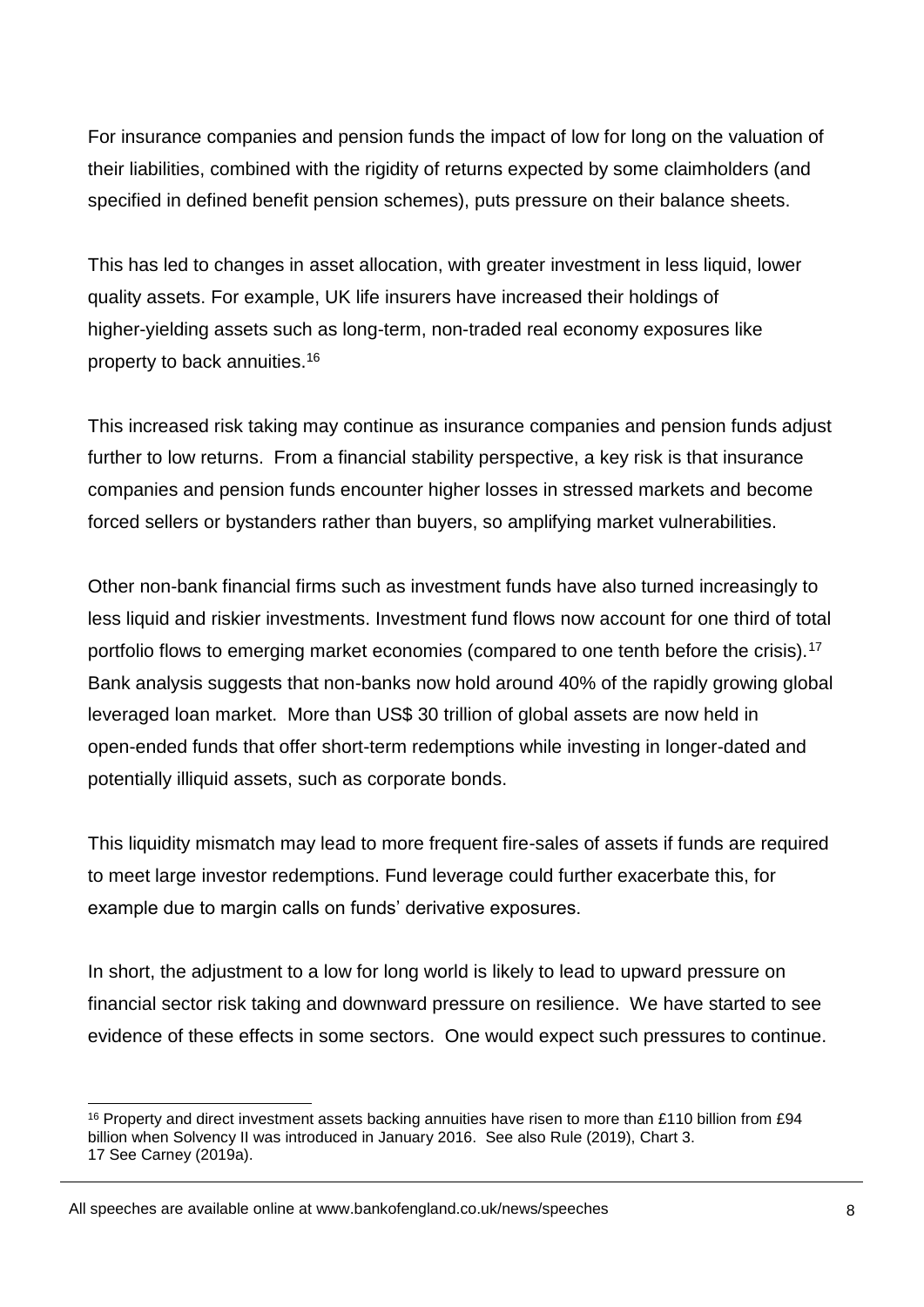For insurance companies and pension funds the impact of low for long on the valuation of their liabilities, combined with the rigidity of returns expected by some claimholders (and specified in defined benefit pension schemes), puts pressure on their balance sheets.

This has led to changes in asset allocation, with greater investment in less liquid, lower quality assets. For example, UK life insurers have increased their holdings of higher-yielding assets such as long-term, non-traded real economy exposures like property to back annuities.[16]

This increased risk taking may continue as insurance companies and pension funds adjust further to low returns. From a financial stability perspective, a key risk is that insurance companies and pension funds encounter higher losses in stressed markets and become forced sellers or bystanders rather than buyers, so amplifying market vulnerabilities.

Other non-bank financial firms such as investment funds have also turned increasingly to less liquid and riskier investments. Investment fund flows now account for one third of total portfolio flows to emerging market economies (compared to one tenth before the crisis).[17] Bank analysis suggests that non-banks now hold around 40% of the rapidly growing global leveraged loan market. More than US$ 30 trillion of global assets are now held in open-ended funds that offer short-term redemptions while investing in longer-dated and potentially illiquid assets, such as corporate bonds.

This liquidity mismatch may lead to more frequent fire-sales of assets if funds are required to meet large investor redemptions. Fund leverage could further exacerbate this, for example due to margin calls on funds' derivative exposures.

In short, the adjustment to a low for long world is likely to lead to upward pressure on financial sector risk taking and downward pressure on resilience. We have started to see evidence of these effects in some sectors. One would expect such pressures to continue.

---

[16] Property and direct investment assets backing annuities have risen to more than £110 billion from £94 billion when Solvency II was introduced in January 2016. See also Rule (2019), Chart 3.

[17] See Carney (2019a).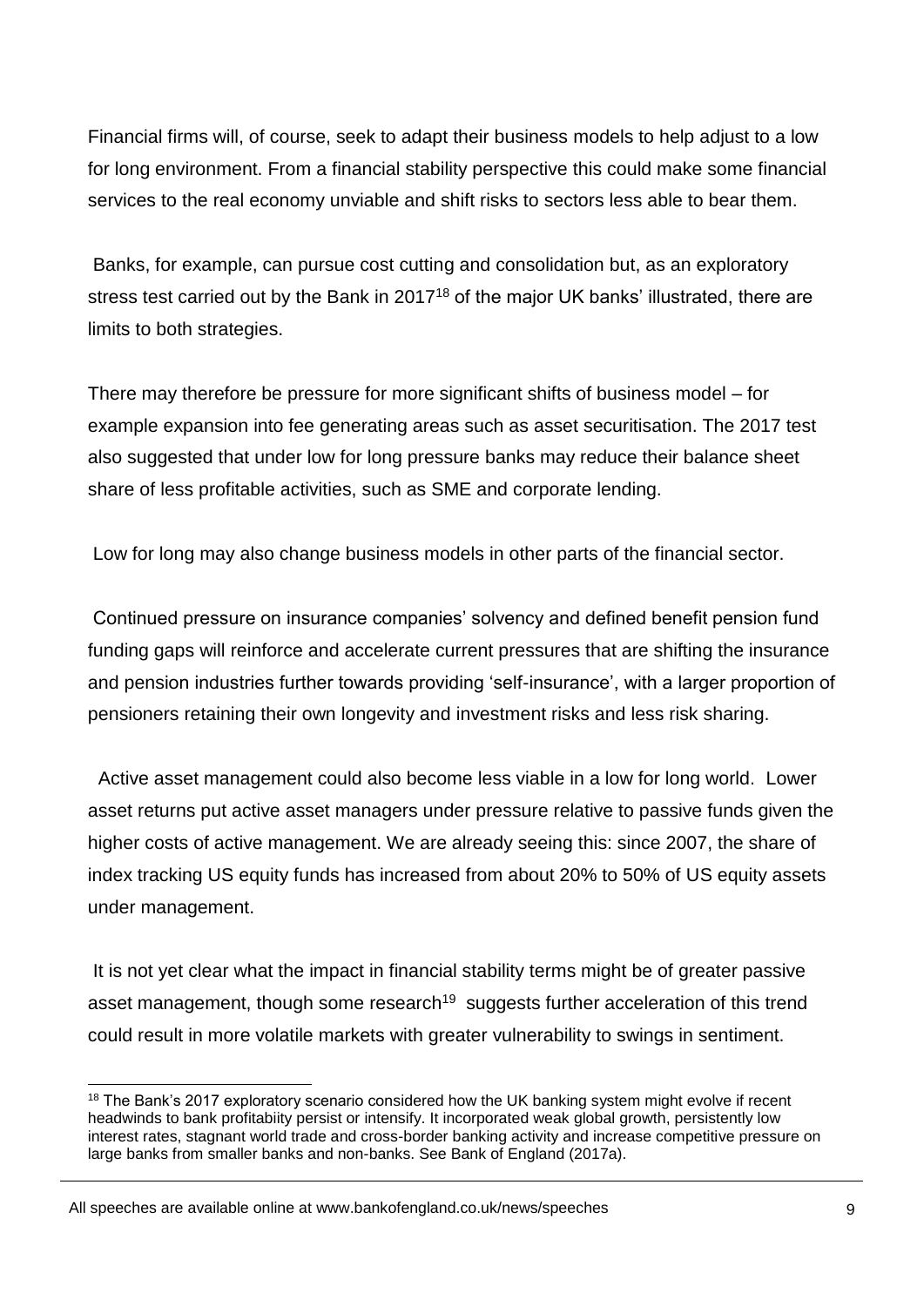Financial firms will, of course, seek to adapt their business models to help adjust to a low for long environment. From a financial stability perspective this could make some financial services to the real economy unviable and shift risks to sectors less able to bear them.

Banks, for example, can pursue cost cutting and consolidation but, as an exploratory stress test carried out by the Bank in 2017[18] of the major UK banks' illustrated, there are limits to both strategies.

There may therefore be pressure for more significant shifts of business model – for example expansion into fee generating areas such as asset securitisation. The 2017 test also suggested that under low for long pressure banks may reduce their balance sheet share of less profitable activities, such as SME and corporate lending.

Low for long may also change business models in other parts of the financial sector.

Continued pressure on insurance companies' solvency and defined benefit pension fund funding gaps will reinforce and accelerate current pressures that are shifting the insurance and pension industries further towards providing 'self-insurance', with a larger proportion of pensioners retaining their own longevity and investment risks and less risk sharing.

Active asset management could also become less viable in a low for long world. Lower asset returns put active asset managers under pressure relative to passive funds given the higher costs of active management. We are already seeing this: since 2007, the share of index tracking US equity funds has increased from about 20% to 50% of US equity assets under management.

It is not yet clear what the impact in financial stability terms might be of greater passive asset management, though some research[19] suggests further acceleration of this trend could result in more volatile markets with greater vulnerability to swings in sentiment.

---

[18] The Bank's 2017 exploratory scenario considered how the UK banking system might evolve if recent headwinds to bank profitabiity persist or intensify. It incorporated weak global growth, persistently low interest rates, stagnant world trade and cross-border banking activity and increase competitive pressure on large banks from smaller banks and non-banks. See Bank of England (2017a).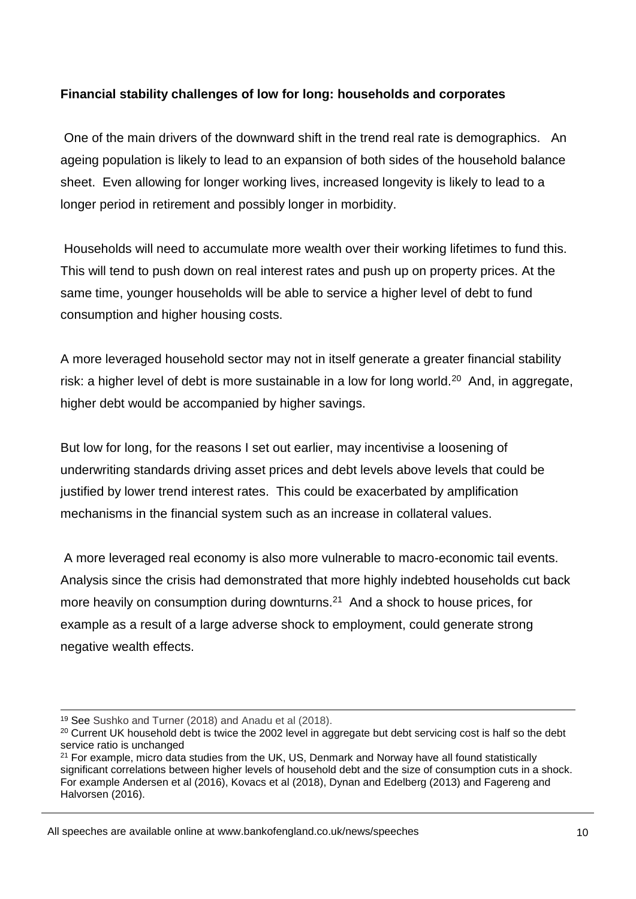**Financial stability challenges of low for long: households and corporates**

One of the main drivers of the downward shift in the trend real rate is demographics. An ageing population is likely to lead to an expansion of both sides of the household balance sheet. Even allowing for longer working lives, increased longevity is likely to lead to a longer period in retirement and possibly longer in morbidity.

Households will need to accumulate more wealth over their working lifetimes to fund this. This will tend to push down on real interest rates and push up on property prices. At the same time, younger households will be able to service a higher level of debt to fund consumption and higher housing costs.

A more leveraged household sector may not in itself generate a greater financial stability risk: a higher level of debt is more sustainable in a low for long world.[20] And, in aggregate, higher debt would be accompanied by higher savings.

But low for long, for the reasons I set out earlier, may incentivise a loosening of underwriting standards driving asset prices and debt levels above levels that could be justified by lower trend interest rates. This could be exacerbated by amplification mechanisms in the financial system such as an increase in collateral values.

A more leveraged real economy is also more vulnerable to macro-economic tail events. Analysis since the crisis had demonstrated that more highly indebted households cut back more heavily on consumption during downturns.[21] And a shock to house prices, for example as a result of a large adverse shock to employment, could generate strong negative wealth effects.

---

[19] See Sushko and Turner (2018) and Anadu et al (2018).

[20] Current UK household debt is twice the 2002 level in aggregate but debt servicing cost is half so the debt service ratio is unchanged

[21] For example, micro data studies from the UK, US, Denmark and Norway have all found statistically significant correlations between higher levels of household debt and the size of consumption cuts in a shock. For example Andersen et al (2016), Kovacs et al (2018), Dynan and Edelberg (2013) and Fagereng and Halvorsen (2016).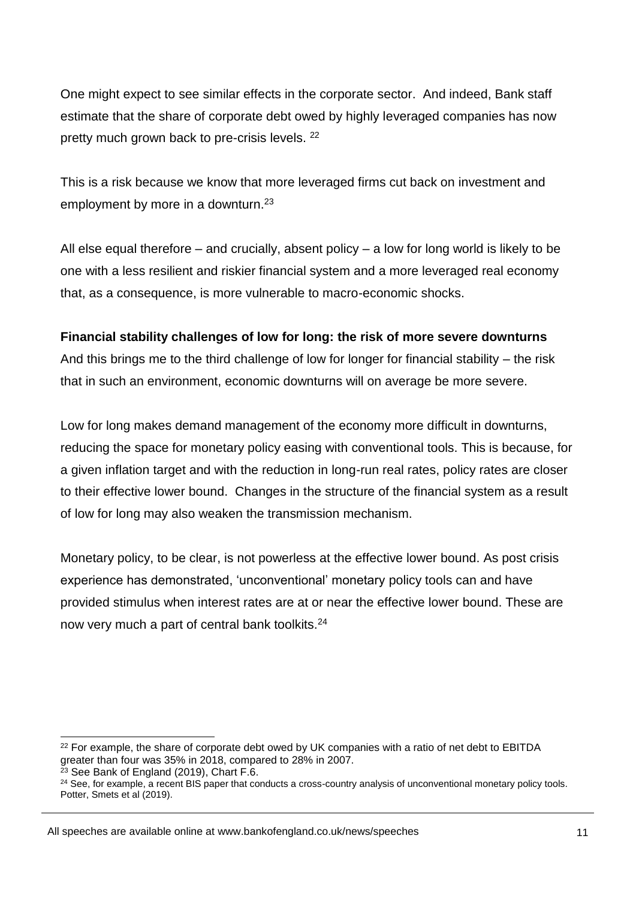One might expect to see similar effects in the corporate sector. And indeed, Bank staff estimate that the share of corporate debt owed by highly leveraged companies has now pretty much grown back to pre-crisis levels. [22]

This is a risk because we know that more leveraged firms cut back on investment and employment by more in a downturn.[23]

All else equal therefore – and crucially, absent policy – a low for long world is likely to be one with a less resilient and riskier financial system and a more leveraged real economy that, as a consequence, is more vulnerable to macro-economic shocks.

**Financial stability challenges of low for long: the risk of more severe downturns**

And this brings me to the third challenge of low for longer for financial stability – the risk that in such an environment, economic downturns will on average be more severe.

Low for long makes demand management of the economy more difficult in downturns, reducing the space for monetary policy easing with conventional tools. This is because, for a given inflation target and with the reduction in long-run real rates, policy rates are closer to their effective lower bound. Changes in the structure of the financial system as a result of low for long may also weaken the transmission mechanism.

Monetary policy, to be clear, is not powerless at the effective lower bound. As post crisis experience has demonstrated, 'unconventional' monetary policy tools can and have provided stimulus when interest rates are at or near the effective lower bound. These are now very much a part of central bank toolkits.[24]

---

[22] For example, the share of corporate debt owed by UK companies with a ratio of net debt to EBITDA greater than four was 35% in 2018, compared to 28% in 2007.

[23] See Bank of England (2019), Chart F.6.

[24] See, for example, a recent BIS paper that conducts a cross-country analysis of unconventional monetary policy tools. Potter, Smets et al (2019).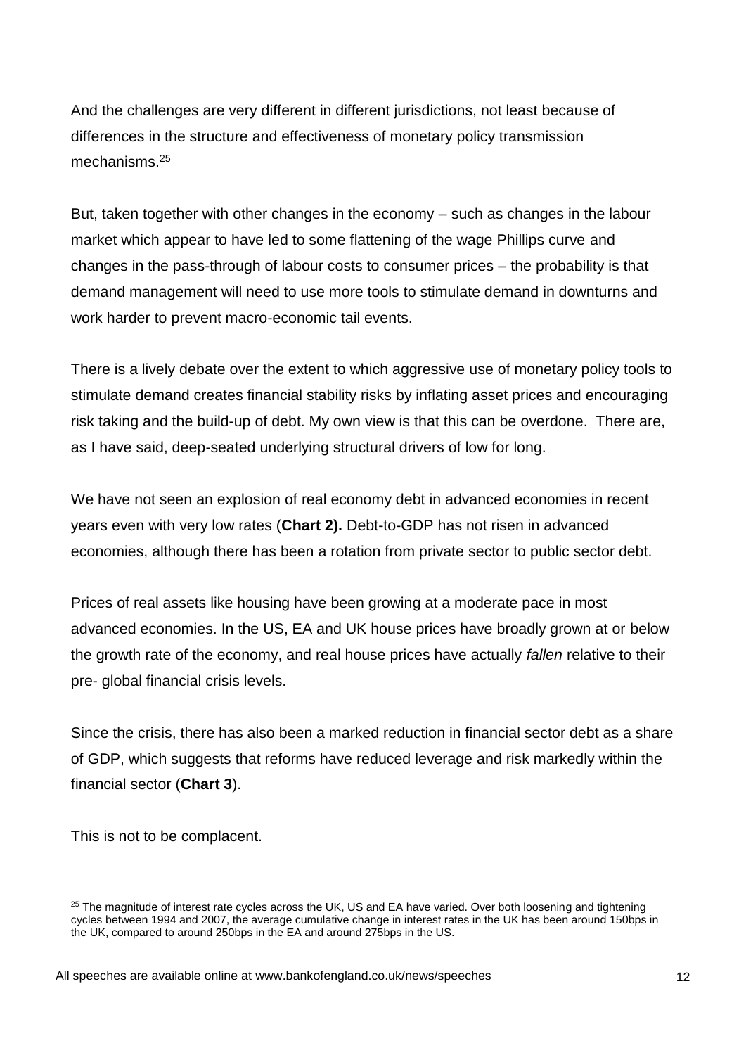And the challenges are very different in different jurisdictions, not least because of differences in the structure and effectiveness of monetary policy transmission mechanisms.[25]

But, taken together with other changes in the economy – such as changes in the labour market which appear to have led to some flattening of the wage Phillips curve and changes in the pass-through of labour costs to consumer prices – the probability is that demand management will need to use more tools to stimulate demand in downturns and work harder to prevent macro-economic tail events.

There is a lively debate over the extent to which aggressive use of monetary policy tools to stimulate demand creates financial stability risks by inflating asset prices and encouraging risk taking and the build-up of debt. My own view is that this can be overdone. There are, as I have said, deep-seated underlying structural drivers of low for long.

We have not seen an explosion of real economy debt in advanced economies in recent years even with very low rates (**Chart 2).** Debt-to-GDP has not risen in advanced economies, although there has been a rotation from private sector to public sector debt.

Prices of real assets like housing have been growing at a moderate pace in most advanced economies. In the US, EA and UK house prices have broadly grown at or below the growth rate of the economy, and real house prices have actually *fallen* relative to their pre- global financial crisis levels.

Since the crisis, there has also been a marked reduction in financial sector debt as a share of GDP, which suggests that reforms have reduced leverage and risk markedly within the financial sector (**Chart 3**).

This is not to be complacent.

[25] The magnitude of interest rate cycles across the UK, US and EA have varied. Over both loosening and tightening cycles between 1994 and 2007, the average cumulative change in interest rates in the UK has been around 150bps in the UK, compared to around 250bps in the EA and around 275bps in the US.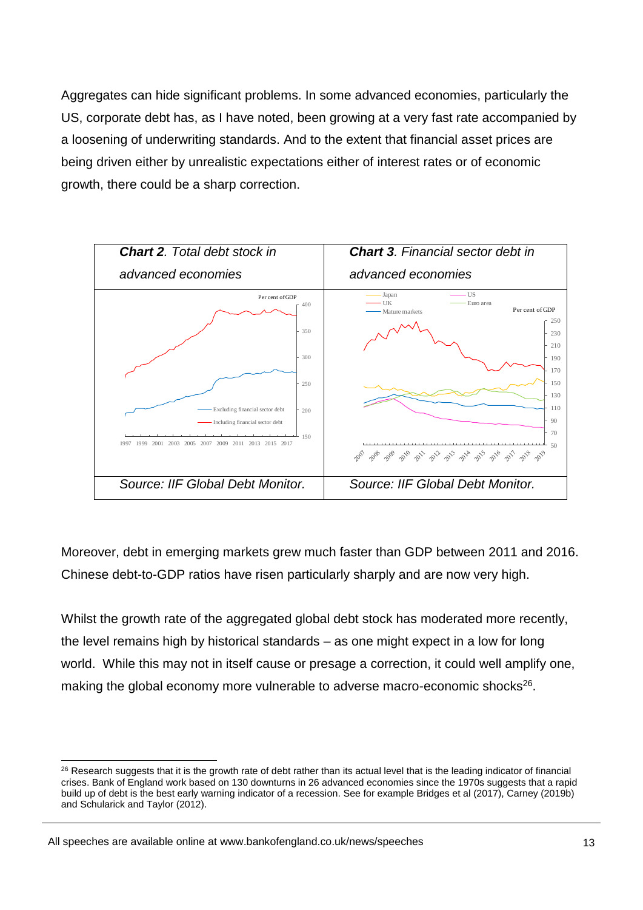Aggregates can hide significant problems. In some advanced economies, particularly the US, corporate debt has, as I have noted, been growing at a very fast rate accompanied by a loosening of underwriting standards. And to the extent that financial asset prices are being driven either by unrealistic expectations either of interest rates or of economic growth, there could be a sharp correction.

| ***Chart 2**. Total debt stock in advanced economies* | ***Chart 3**. Financial sector debt in advanced economies* |
| --- | --- |
| *Source: IIF Global Debt Monitor.* | *Source: IIF Global Debt Monitor.* |

Moreover, debt in emerging markets grew much faster than GDP between 2011 and 2016. Chinese debt-to-GDP ratios have risen particularly sharply and are now very high.

Whilst the growth rate of the aggregated global debt stock has moderated more recently, the level remains high by historical standards – as one might expect in a low for long world. While this may not in itself cause or presage a correction, it could well amplify one, making the global economy more vulnerable to adverse macro-economic shocks[26].

[26] Research suggests that it is the growth rate of debt rather than its actual level that is the leading indicator of financial crises. Bank of England work based on 130 downturns in 26 advanced economies since the 1970s suggests that a rapid build up of debt is the best early warning indicator of a recession. See for example Bridges et al (2017), Carney (2019b) and Schularick and Taylor (2012).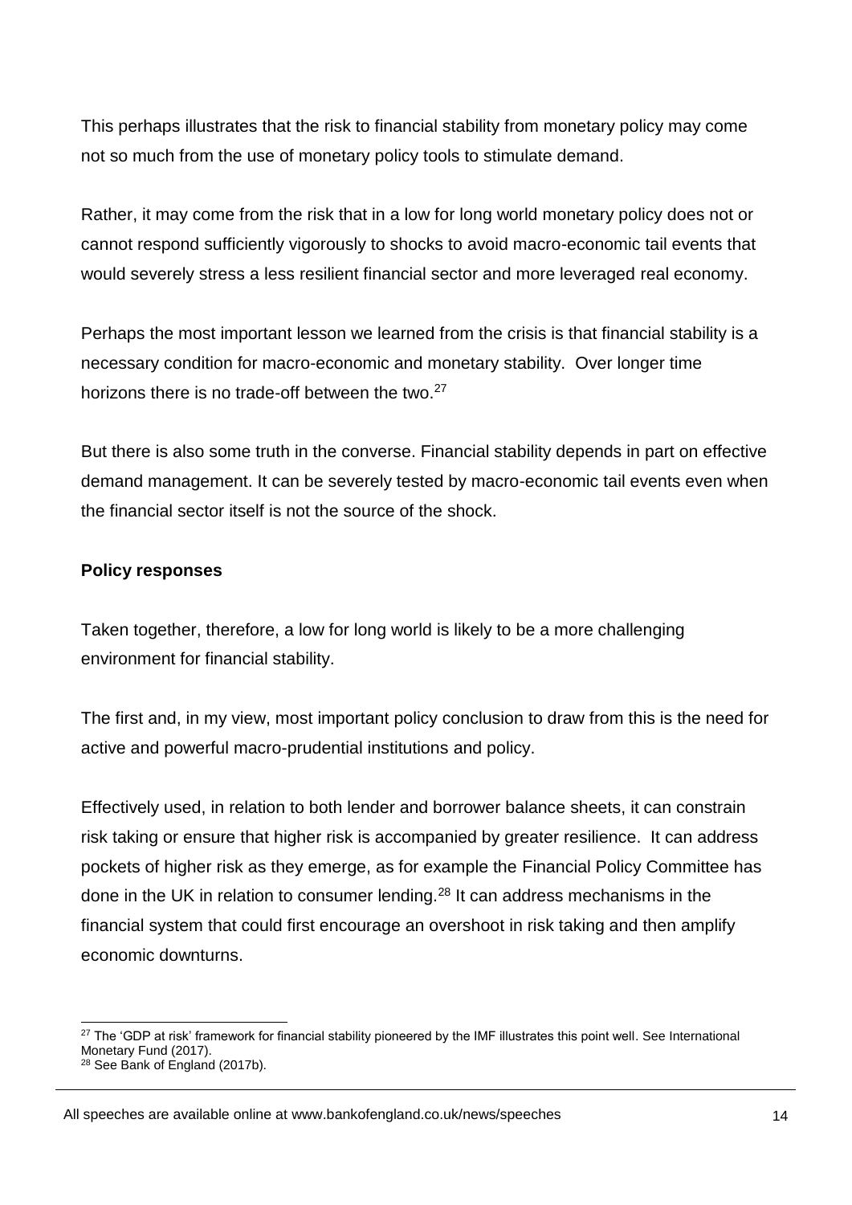This perhaps illustrates that the risk to financial stability from monetary policy may come not so much from the use of monetary policy tools to stimulate demand.

Rather, it may come from the risk that in a low for long world monetary policy does not or cannot respond sufficiently vigorously to shocks to avoid macro-economic tail events that would severely stress a less resilient financial sector and more leveraged real economy.

Perhaps the most important lesson we learned from the crisis is that financial stability is a necessary condition for macro-economic and monetary stability. Over longer time horizons there is no trade-off between the two.[27]

But there is also some truth in the converse. Financial stability depends in part on effective demand management. It can be severely tested by macro-economic tail events even when the financial sector itself is not the source of the shock.

**Policy responses**

Taken together, therefore, a low for long world is likely to be a more challenging environment for financial stability.

The first and, in my view, most important policy conclusion to draw from this is the need for active and powerful macro-prudential institutions and policy.

Effectively used, in relation to both lender and borrower balance sheets, it can constrain risk taking or ensure that higher risk is accompanied by greater resilience. It can address pockets of higher risk as they emerge, as for example the Financial Policy Committee has done in the UK in relation to consumer lending.[28] It can address mechanisms in the financial system that could first encourage an overshoot in risk taking and then amplify economic downturns.

---

[27] The 'GDP at risk' framework for financial stability pioneered by the IMF illustrates this point well. See International Monetary Fund (2017).

[28] See Bank of England (2017b).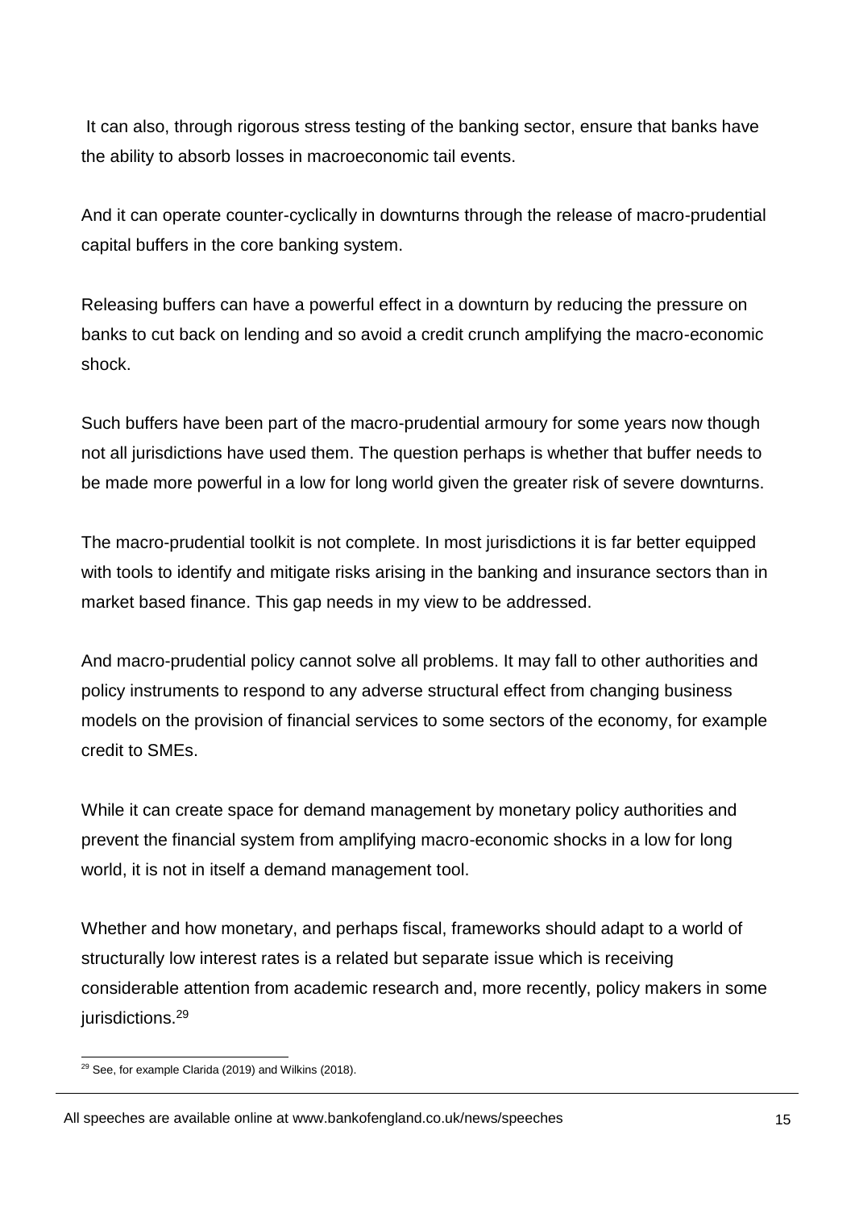It can also, through rigorous stress testing of the banking sector, ensure that banks have the ability to absorb losses in macroeconomic tail events.

And it can operate counter-cyclically in downturns through the release of macro-prudential capital buffers in the core banking system.

Releasing buffers can have a powerful effect in a downturn by reducing the pressure on banks to cut back on lending and so avoid a credit crunch amplifying the macro-economic shock.

Such buffers have been part of the macro-prudential armoury for some years now though not all jurisdictions have used them. The question perhaps is whether that buffer needs to be made more powerful in a low for long world given the greater risk of severe downturns.

The macro-prudential toolkit is not complete. In most jurisdictions it is far better equipped with tools to identify and mitigate risks arising in the banking and insurance sectors than in market based finance. This gap needs in my view to be addressed.

And macro-prudential policy cannot solve all problems. It may fall to other authorities and policy instruments to respond to any adverse structural effect from changing business models on the provision of financial services to some sectors of the economy, for example credit to SMEs.

While it can create space for demand management by monetary policy authorities and prevent the financial system from amplifying macro-economic shocks in a low for long world, it is not in itself a demand management tool.

Whether and how monetary, and perhaps fiscal, frameworks should adapt to a world of structurally low interest rates is a related but separate issue which is receiving considerable attention from academic research and, more recently, policy makers in some jurisdictions.[29]

[29] See, for example Clarida (2019) and Wilkins (2018).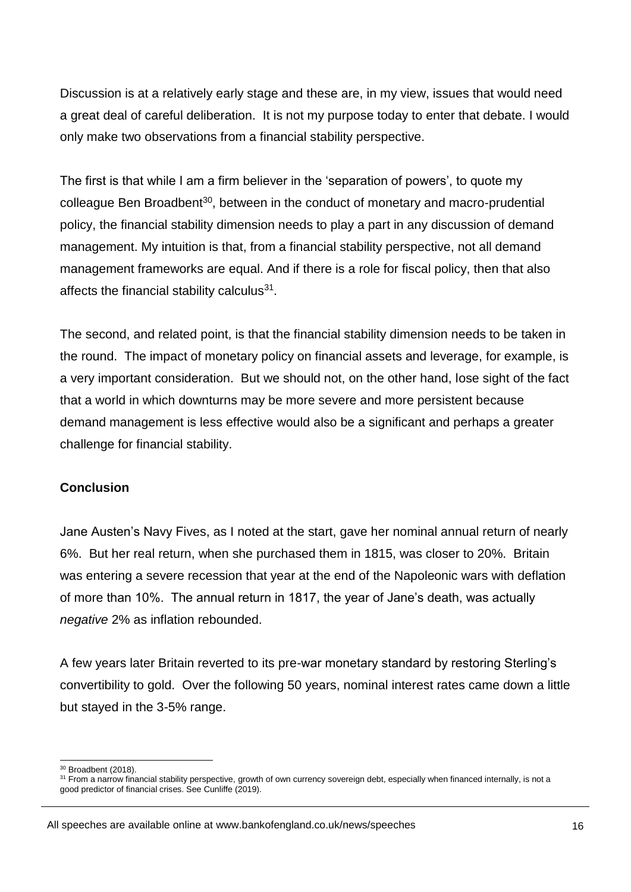Discussion is at a relatively early stage and these are, in my view, issues that would need a great deal of careful deliberation. It is not my purpose today to enter that debate. I would only make two observations from a financial stability perspective.

The first is that while I am a firm believer in the 'separation of powers', to quote my colleague Ben Broadbent[30], between in the conduct of monetary and macro-prudential policy, the financial stability dimension needs to play a part in any discussion of demand management. My intuition is that, from a financial stability perspective, not all demand management frameworks are equal. And if there is a role for fiscal policy, then that also affects the financial stability calculus[31].

The second, and related point, is that the financial stability dimension needs to be taken in the round. The impact of monetary policy on financial assets and leverage, for example, is a very important consideration. But we should not, on the other hand, lose sight of the fact that a world in which downturns may be more severe and more persistent because demand management is less effective would also be a significant and perhaps a greater challenge for financial stability.

## Conclusion

Jane Austen's Navy Fives, as I noted at the start, gave her nominal annual return of nearly 6%. But her real return, when she purchased them in 1815, was closer to 20%. Britain was entering a severe recession that year at the end of the Napoleonic wars with deflation of more than 10%. The annual return in 1817, the year of Jane's death, was actually *negative* 2% as inflation rebounded.

A few years later Britain reverted to its pre-war monetary standard by restoring Sterling's convertibility to gold. Over the following 50 years, nominal interest rates came down a little but stayed in the 3-5% range.

---

[30] Broadbent (2018).

[31] From a narrow financial stability perspective, growth of own currency sovereign debt, especially when financed internally, is not a good predictor of financial crises. See Cunliffe (2019).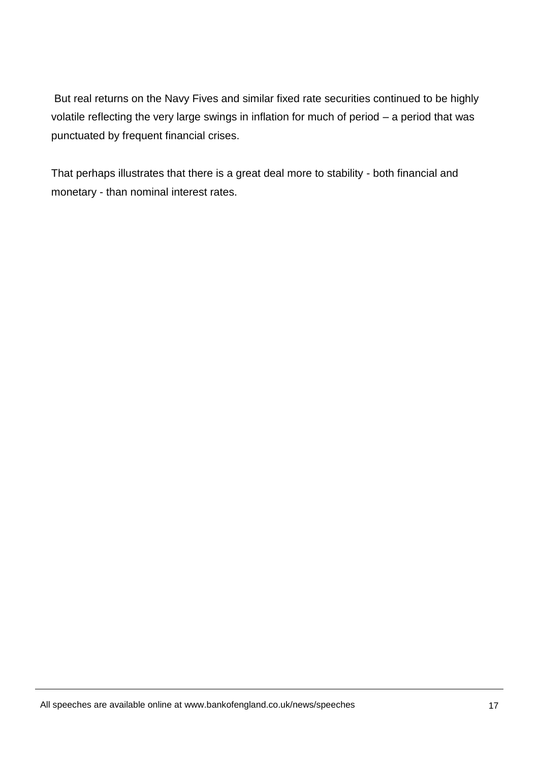But real returns on the Navy Fives and similar fixed rate securities continued to be highly volatile reflecting the very large swings in inflation for much of period – a period that was punctuated by frequent financial crises.

That perhaps illustrates that there is a great deal more to stability - both financial and monetary - than nominal interest rates.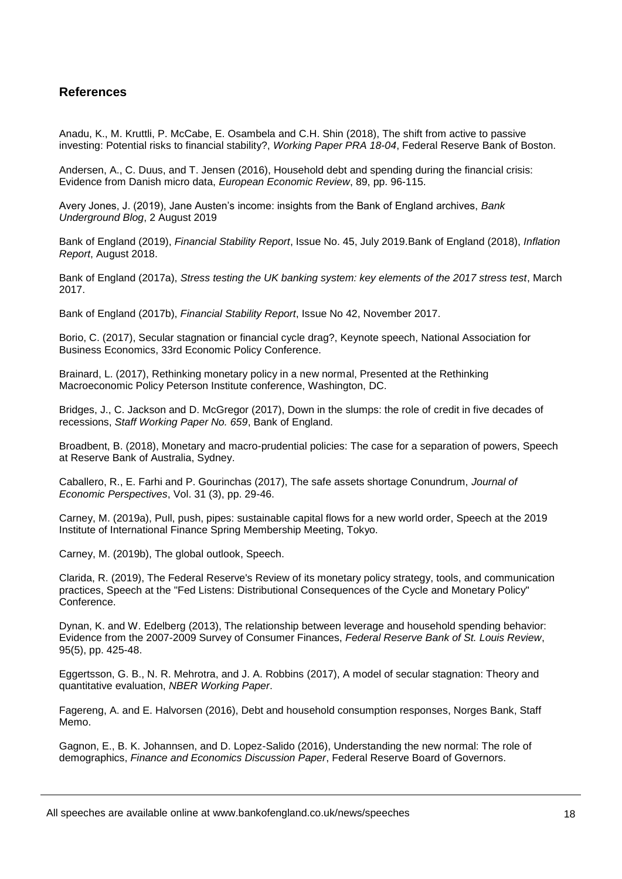## References

Anadu, K., M. Kruttli, P. McCabe, E. Osambela and C.H. Shin (2018), The shift from active to passive investing: Potential risks to financial stability?, *Working Paper PRA 18-04*, Federal Reserve Bank of Boston.

Andersen, A., C. Duus, and T. Jensen (2016), Household debt and spending during the financial crisis: Evidence from Danish micro data, *European Economic Review*, 89, pp. 96-115.

Avery Jones, J. (2019), Jane Austen's income: insights from the Bank of England archives, *Bank Underground Blog*, 2 August 2019

Bank of England (2019), *Financial Stability Report*, Issue No. 45, July 2019.Bank of England (2018), *Inflation Report*, August 2018.

Bank of England (2017a), *Stress testing the UK banking system: key elements of the 2017 stress test*, March 2017.

Bank of England (2017b), *Financial Stability Report*, Issue No 42, November 2017.

Borio, C. (2017), Secular stagnation or financial cycle drag?, Keynote speech, National Association for Business Economics, 33rd Economic Policy Conference.

Brainard, L. (2017), Rethinking monetary policy in a new normal, Presented at the Rethinking Macroeconomic Policy Peterson Institute conference, Washington, DC.

Bridges, J., C. Jackson and D. McGregor (2017), Down in the slumps: the role of credit in five decades of recessions, *Staff Working Paper No. 659*, Bank of England.

Broadbent, B. (2018), Monetary and macro-prudential policies: The case for a separation of powers, Speech at Reserve Bank of Australia, Sydney.

Caballero, R., E. Farhi and P. Gourinchas (2017), The safe assets shortage Conundrum, *Journal of Economic Perspectives*, Vol. 31 (3), pp. 29-46.

Carney, M. (2019a), Pull, push, pipes: sustainable capital flows for a new world order, Speech at the 2019 Institute of International Finance Spring Membership Meeting, Tokyo.

Carney, M. (2019b), The global outlook, Speech.

Clarida, R. (2019), The Federal Reserve's Review of its monetary policy strategy, tools, and communication practices, Speech at the "Fed Listens: Distributional Consequences of the Cycle and Monetary Policy" Conference.

Dynan, K. and W. Edelberg (2013), The relationship between leverage and household spending behavior: Evidence from the 2007-2009 Survey of Consumer Finances, *Federal Reserve Bank of St. Louis Review*, 95(5), pp. 425-48.

Eggertsson, G. B., N. R. Mehrotra, and J. A. Robbins (2017), A model of secular stagnation: Theory and quantitative evaluation, *NBER Working Paper*.

Fagereng, A. and E. Halvorsen (2016), Debt and household consumption responses, Norges Bank, Staff Memo.

Gagnon, E., B. K. Johannsen, and D. Lopez-Salido (2016), Understanding the new normal: The role of demographics, *Finance and Economics Discussion Paper*, Federal Reserve Board of Governors.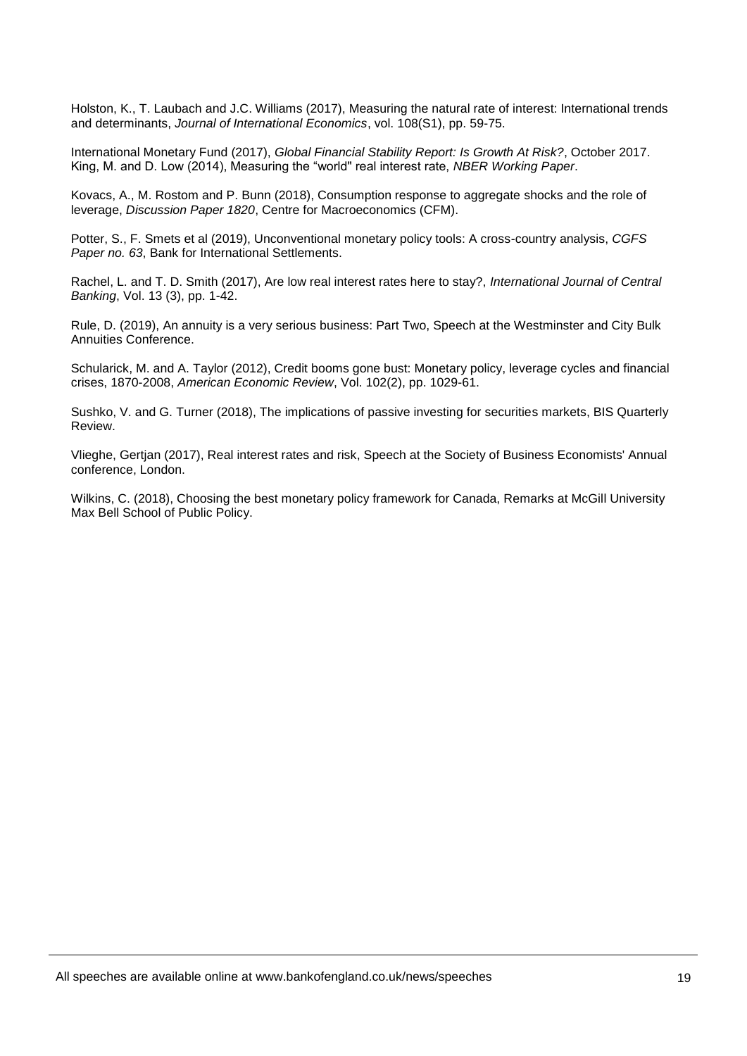Holston, K., T. Laubach and J.C. Williams (2017), Measuring the natural rate of interest: International trends and determinants, *Journal of International Economics*, vol. 108(S1), pp. 59-75.

International Monetary Fund (2017), *Global Financial Stability Report: Is Growth At Risk?*, October 2017.
King, M. and D. Low (2014), Measuring the "world" real interest rate, *NBER Working Paper*.

Kovacs, A., M. Rostom and P. Bunn (2018), Consumption response to aggregate shocks and the role of leverage, *Discussion Paper 1820*, Centre for Macroeconomics (CFM).

Potter, S., F. Smets et al (2019), Unconventional monetary policy tools: A cross-country analysis, *CGFS Paper no. 63*, Bank for International Settlements.

Rachel, L. and T. D. Smith (2017), Are low real interest rates here to stay?, *International Journal of Central Banking*, Vol. 13 (3), pp. 1-42.

Rule, D. (2019), An annuity is a very serious business: Part Two, Speech at the Westminster and City Bulk Annuities Conference.

Schularick, M. and A. Taylor (2012), Credit booms gone bust: Monetary policy, leverage cycles and financial crises, 1870-2008, *American Economic Review*, Vol. 102(2), pp. 1029-61.

Sushko, V. and G. Turner (2018), The implications of passive investing for securities markets, BIS Quarterly Review.

Vlieghe, Gertjan (2017), Real interest rates and risk, Speech at the Society of Business Economists' Annual conference, London.

Wilkins, C. (2018), Choosing the best monetary policy framework for Canada, Remarks at McGill University Max Bell School of Public Policy.